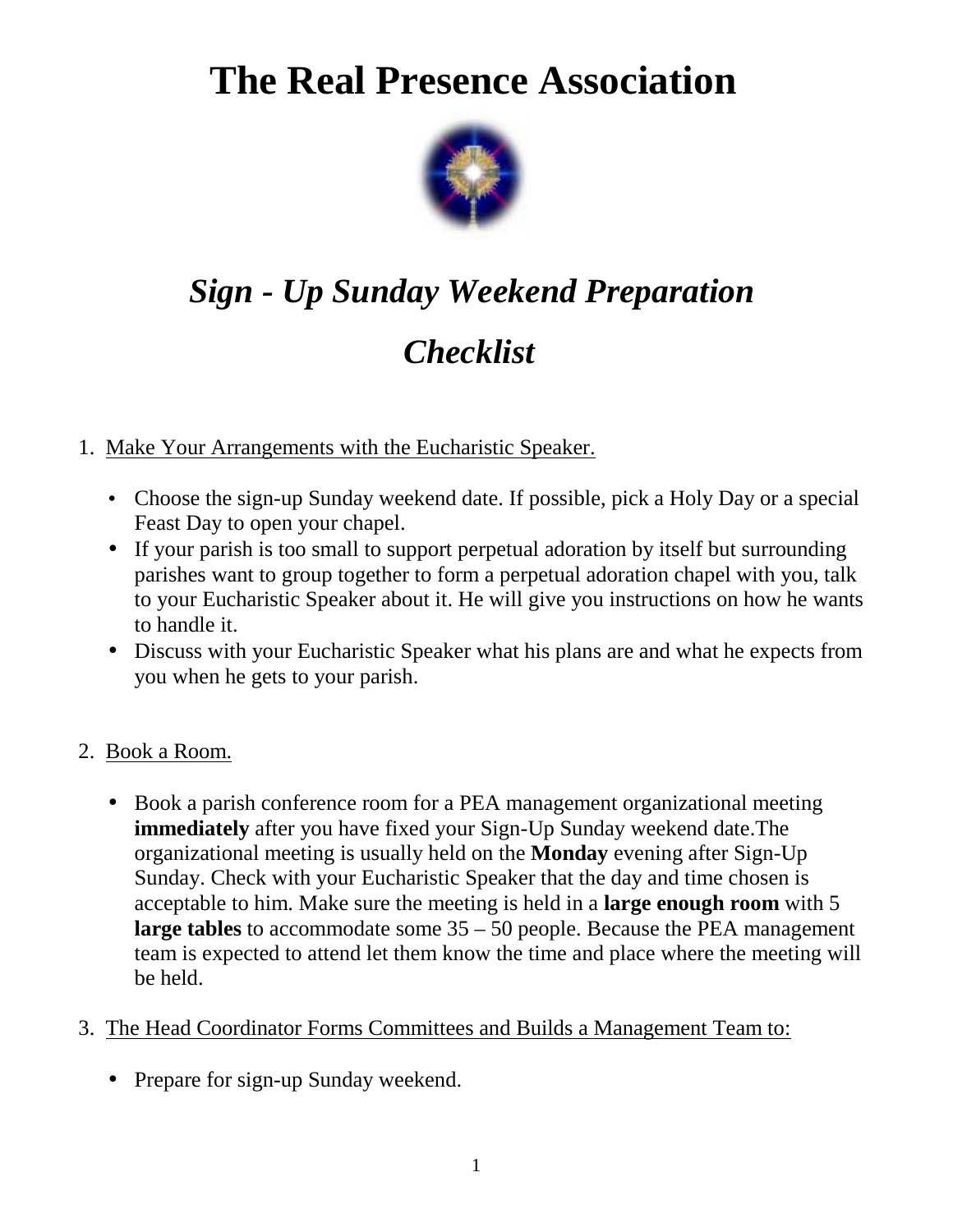# The Real Presence Association

## *Sign - Up Sunday Weekend Preparation Checklist*

1. Make Your Arrangements with the Eucharistic Speaker.

   - Choose the sign-up Sunday weekend date. If possible, pick a Holy Day or a special Feast Day to open your chapel.
   - If your parish is too small to support perpetual adoration by itself but surrounding parishes want to group together to form a perpetual adoration chapel with you, talk to your Eucharistic Speaker about it. He will give you instructions on how he wants to handle it.
   - Discuss with your Eucharistic Speaker what his plans are and what he expects from you when he gets to your parish.

2. Book a Room.

   - Book a parish conference room for a PEA management organizational meeting **immediately** after you have fixed your Sign-Up Sunday weekend date.The organizational meeting is usually held on the **Monday** evening after Sign-Up Sunday. Check with your Eucharistic Speaker that the day and time chosen is acceptable to him. Make sure the meeting is held in a **large enough room** with 5 **large tables** to accommodate some 35 – 50 people. Because the PEA management team is expected to attend let them know the time and place where the meeting will be held.

3. The Head Coordinator Forms Committees and Builds a Management Team to:

   - Prepare for sign-up Sunday weekend.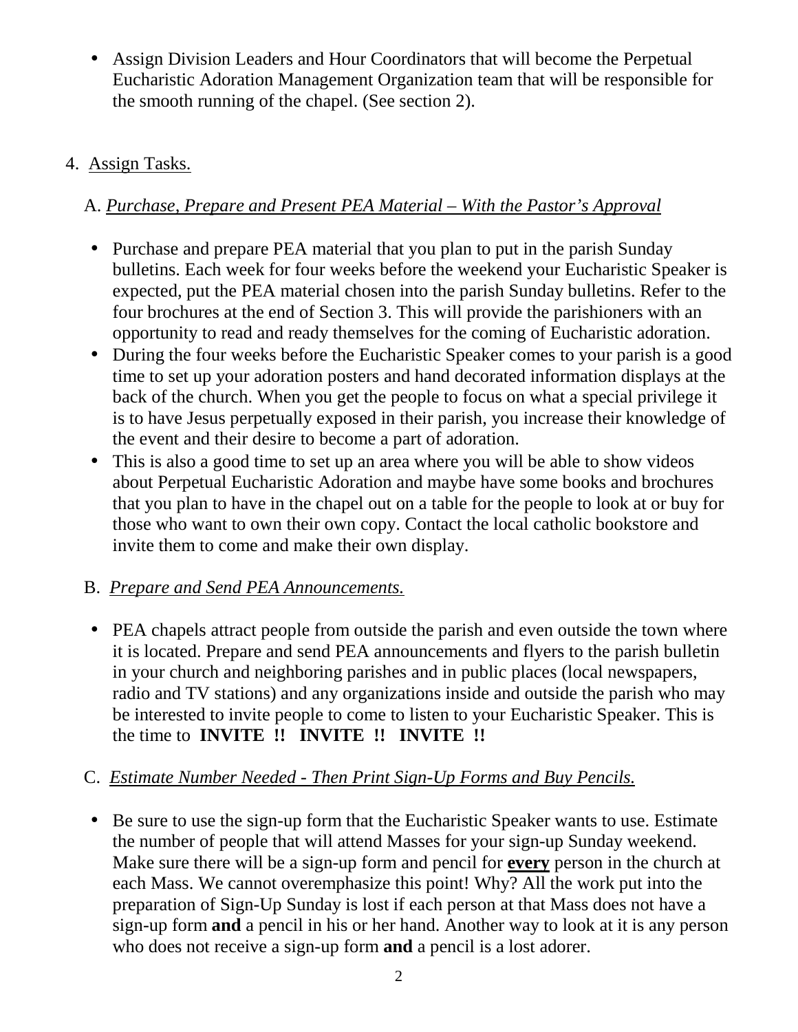- Assign Division Leaders and Hour Coordinators that will become the Perpetual Eucharistic Adoration Management Organization team that will be responsible for the smooth running of the chapel. (See section 2).

4. Assign Tasks.

A. *Purchase, Prepare and Present PEA Material – With the Pastor's Approval*

- Purchase and prepare PEA material that you plan to put in the parish Sunday bulletins. Each week for four weeks before the weekend your Eucharistic Speaker is expected, put the PEA material chosen into the parish Sunday bulletins. Refer to the four brochures at the end of Section 3. This will provide the parishioners with an opportunity to read and ready themselves for the coming of Eucharistic adoration.
- During the four weeks before the Eucharistic Speaker comes to your parish is a good time to set up your adoration posters and hand decorated information displays at the back of the church. When you get the people to focus on what a special privilege it is to have Jesus perpetually exposed in their parish, you increase their knowledge of the event and their desire to become a part of adoration.
- This is also a good time to set up an area where you will be able to show videos about Perpetual Eucharistic Adoration and maybe have some books and brochures that you plan to have in the chapel out on a table for the people to look at or buy for those who want to own their own copy. Contact the local catholic bookstore and invite them to come and make their own display.

B. *Prepare and Send PEA Announcements.*

- PEA chapels attract people from outside the parish and even outside the town where it is located. Prepare and send PEA announcements and flyers to the parish bulletin in your church and neighboring parishes and in public places (local newspapers, radio and TV stations) and any organizations inside and outside the parish who may be interested to invite people to come to listen to your Eucharistic Speaker. This is the time to **INVITE !! INVITE !! INVITE !!**

C. *Estimate Number Needed - Then Print Sign-Up Forms and Buy Pencils.*

- Be sure to use the sign-up form that the Eucharistic Speaker wants to use. Estimate the number of people that will attend Masses for your sign-up Sunday weekend. Make sure there will be a sign-up form and pencil for **every** person in the church at each Mass. We cannot overemphasize this point! Why? All the work put into the preparation of Sign-Up Sunday is lost if each person at that Mass does not have a sign-up form **and** a pencil in his or her hand. Another way to look at it is any person who does not receive a sign-up form **and** a pencil is a lost adorer.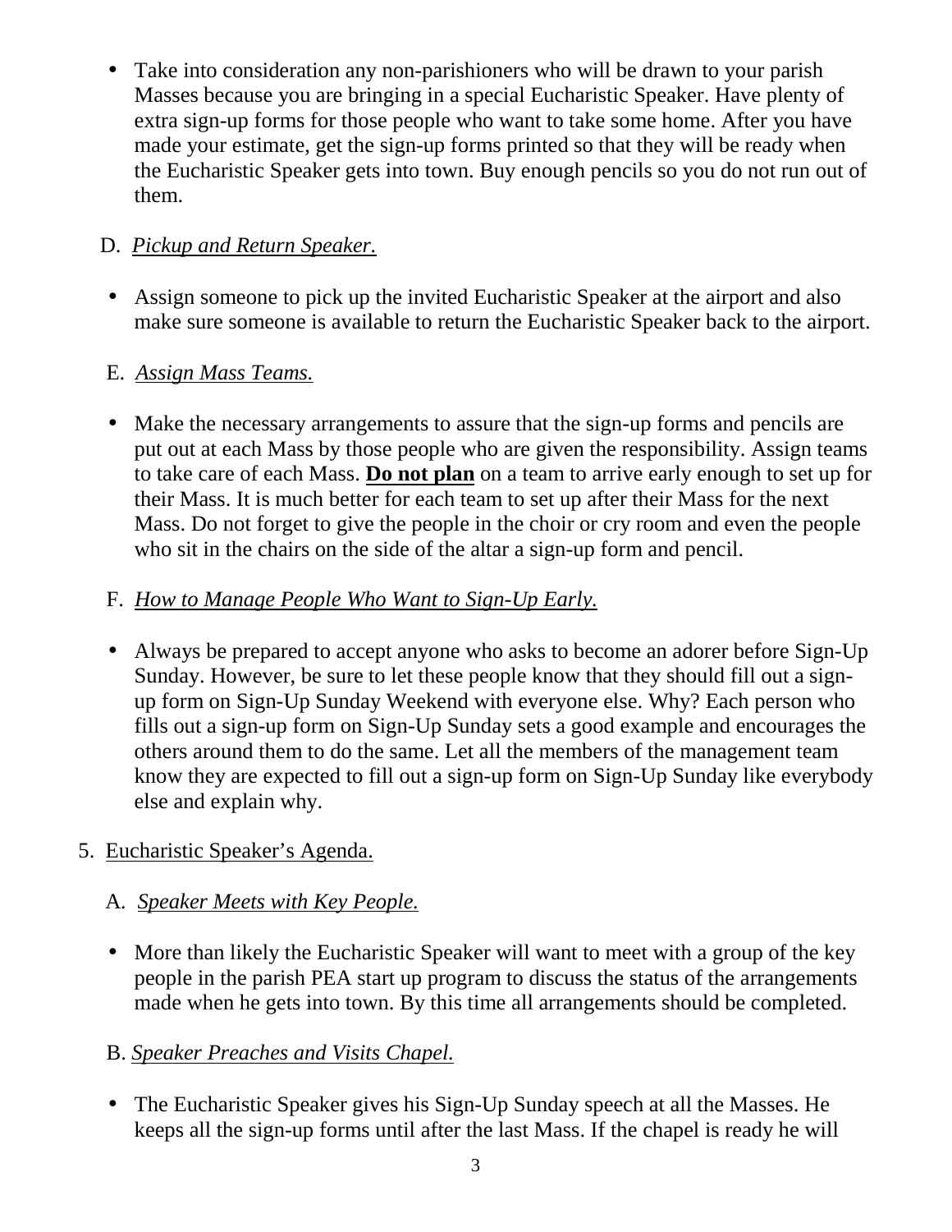- Take into consideration any non-parishioners who will be drawn to your parish Masses because you are bringing in a special Eucharistic Speaker. Have plenty of extra sign-up forms for those people who want to take some home. After you have made your estimate, get the sign-up forms printed so that they will be ready when the Eucharistic Speaker gets into town. Buy enough pencils so you do not run out of them.

D. *Pickup and Return Speaker.*

- Assign someone to pick up the invited Eucharistic Speaker at the airport and also make sure someone is available to return the Eucharistic Speaker back to the airport.

E. *Assign Mass Teams.*

- Make the necessary arrangements to assure that the sign-up forms and pencils are put out at each Mass by those people who are given the responsibility. Assign teams to take care of each Mass. **Do not plan** on a team to arrive early enough to set up for their Mass. It is much better for each team to set up after their Mass for the next Mass. Do not forget to give the people in the choir or cry room and even the people who sit in the chairs on the side of the altar a sign-up form and pencil.

F. *How to Manage People Who Want to Sign-Up Early.*

- Always be prepared to accept anyone who asks to become an adorer before Sign-Up Sunday. However, be sure to let these people know that they should fill out a sign-up form on Sign-Up Sunday Weekend with everyone else. Why? Each person who fills out a sign-up form on Sign-Up Sunday sets a good example and encourages the others around them to do the same. Let all the members of the management team know they are expected to fill out a sign-up form on Sign-Up Sunday like everybody else and explain why.

5. Eucharistic Speaker's Agenda.

A. *Speaker Meets with Key People.*

- More than likely the Eucharistic Speaker will want to meet with a group of the key people in the parish PEA start up program to discuss the status of the arrangements made when he gets into town. By this time all arrangements should be completed.

B. *Speaker Preaches and Visits Chapel.*

- The Eucharistic Speaker gives his Sign-Up Sunday speech at all the Masses. He keeps all the sign-up forms until after the last Mass. If the chapel is ready he will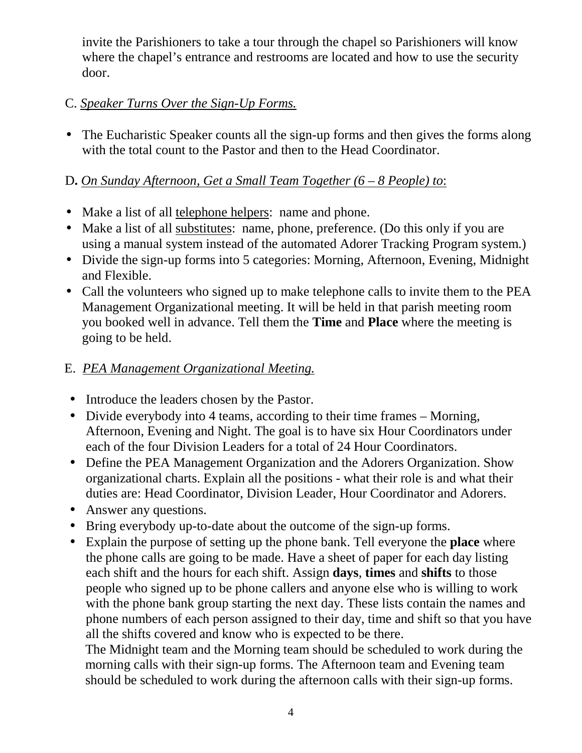invite the Parishioners to take a tour through the chapel so Parishioners will know where the chapel's entrance and restrooms are located and how to use the security door.

C. *Speaker Turns Over the Sign-Up Forms.*

- The Eucharistic Speaker counts all the sign-up forms and then gives the forms along with the total count to the Pastor and then to the Head Coordinator.

**D.** *On Sunday Afternoon, Get a Small Team Together (6 – 8 People) to*:

- Make a list of all telephone helpers: name and phone.
- Make a list of all substitutes: name, phone, preference. (Do this only if you are using a manual system instead of the automated Adorer Tracking Program system.)
- Divide the sign-up forms into 5 categories: Morning, Afternoon, Evening, Midnight and Flexible.
- Call the volunteers who signed up to make telephone calls to invite them to the PEA Management Organizational meeting. It will be held in that parish meeting room you booked well in advance. Tell them the **Time** and **Place** where the meeting is going to be held.

E. *PEA Management Organizational Meeting.*

- Introduce the leaders chosen by the Pastor.
- Divide everybody into 4 teams, according to their time frames – Morning, Afternoon, Evening and Night. The goal is to have six Hour Coordinators under each of the four Division Leaders for a total of 24 Hour Coordinators.
- Define the PEA Management Organization and the Adorers Organization. Show organizational charts. Explain all the positions - what their role is and what their duties are: Head Coordinator, Division Leader, Hour Coordinator and Adorers.
- Answer any questions.
- Bring everybody up-to-date about the outcome of the sign-up forms.
- Explain the purpose of setting up the phone bank. Tell everyone the **place** where the phone calls are going to be made. Have a sheet of paper for each day listing each shift and the hours for each shift. Assign **days**, **times** and **shifts** to those people who signed up to be phone callers and anyone else who is willing to work with the phone bank group starting the next day. These lists contain the names and phone numbers of each person assigned to their day, time and shift so that you have all the shifts covered and know who is expected to be there.
  The Midnight team and the Morning team should be scheduled to work during the morning calls with their sign-up forms. The Afternoon team and Evening team should be scheduled to work during the afternoon calls with their sign-up forms.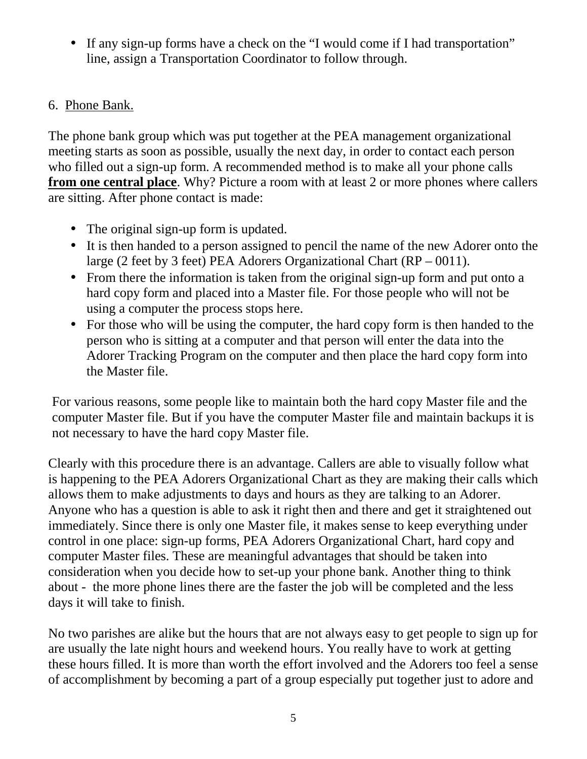- If any sign-up forms have a check on the “I would come if I had transportation” line, assign a Transportation Coordinator to follow through.

6. Phone Bank.

The phone bank group which was put together at the PEA management organizational meeting starts as soon as possible, usually the next day, in order to contact each person who filled out a sign-up form. A recommended method is to make all your phone calls **from one central place**. Why? Picture a room with at least 2 or more phones where callers are sitting. After phone contact is made:

- The original sign-up form is updated.
- It is then handed to a person assigned to pencil the name of the new Adorer onto the large (2 feet by 3 feet) PEA Adorers Organizational Chart (RP – 0011).
- From there the information is taken from the original sign-up form and put onto a hard copy form and placed into a Master file. For those people who will not be using a computer the process stops here.
- For those who will be using the computer, the hard copy form is then handed to the person who is sitting at a computer and that person will enter the data into the Adorer Tracking Program on the computer and then place the hard copy form into the Master file.

For various reasons, some people like to maintain both the hard copy Master file and the computer Master file. But if you have the computer Master file and maintain backups it is not necessary to have the hard copy Master file.

Clearly with this procedure there is an advantage. Callers are able to visually follow what is happening to the PEA Adorers Organizational Chart as they are making their calls which allows them to make adjustments to days and hours as they are talking to an Adorer. Anyone who has a question is able to ask it right then and there and get it straightened out immediately. Since there is only one Master file, it makes sense to keep everything under control in one place: sign-up forms, PEA Adorers Organizational Chart, hard copy and computer Master files. These are meaningful advantages that should be taken into consideration when you decide how to set-up your phone bank. Another thing to think about - the more phone lines there are the faster the job will be completed and the less days it will take to finish.

No two parishes are alike but the hours that are not always easy to get people to sign up for are usually the late night hours and weekend hours. You really have to work at getting these hours filled. It is more than worth the effort involved and the Adorers too feel a sense of accomplishment by becoming a part of a group especially put together just to adore and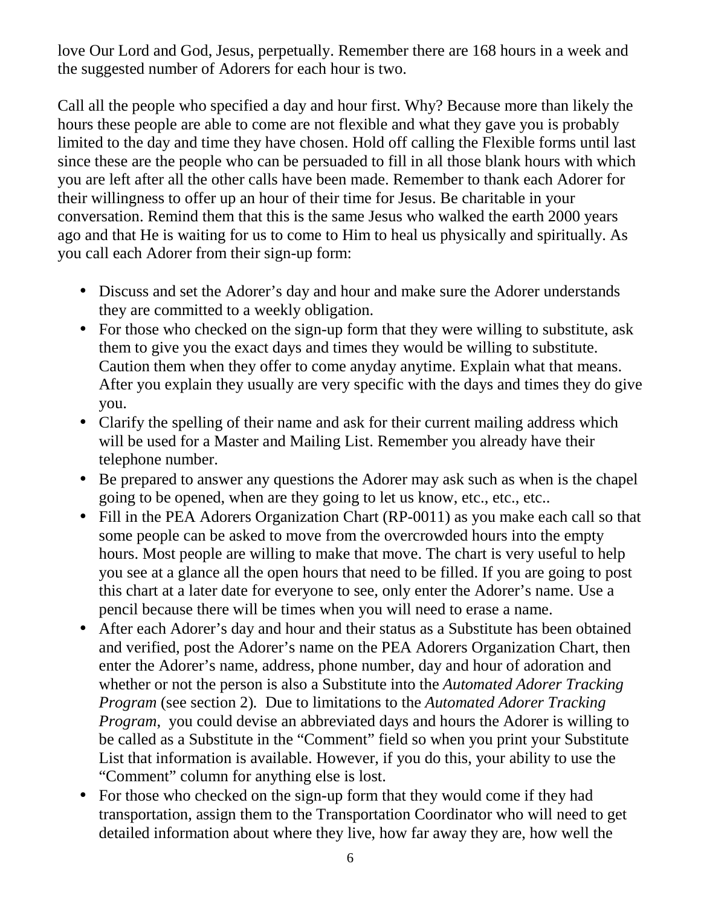love Our Lord and God, Jesus, perpetually. Remember there are 168 hours in a week and the suggested number of Adorers for each hour is two.

Call all the people who specified a day and hour first. Why? Because more than likely the hours these people are able to come are not flexible and what they gave you is probably limited to the day and time they have chosen. Hold off calling the Flexible forms until last since these are the people who can be persuaded to fill in all those blank hours with which you are left after all the other calls have been made. Remember to thank each Adorer for their willingness to offer up an hour of their time for Jesus. Be charitable in your conversation. Remind them that this is the same Jesus who walked the earth 2000 years ago and that He is waiting for us to come to Him to heal us physically and spiritually. As you call each Adorer from their sign-up form:

- Discuss and set the Adorer's day and hour and make sure the Adorer understands they are committed to a weekly obligation.
- For those who checked on the sign-up form that they were willing to substitute, ask them to give you the exact days and times they would be willing to substitute. Caution them when they offer to come anyday anytime. Explain what that means. After you explain they usually are very specific with the days and times they do give you.
- Clarify the spelling of their name and ask for their current mailing address which will be used for a Master and Mailing List. Remember you already have their telephone number.
- Be prepared to answer any questions the Adorer may ask such as when is the chapel going to be opened, when are they going to let us know, etc., etc., etc..
- Fill in the PEA Adorers Organization Chart (RP-0011) as you make each call so that some people can be asked to move from the overcrowded hours into the empty hours. Most people are willing to make that move. The chart is very useful to help you see at a glance all the open hours that need to be filled. If you are going to post this chart at a later date for everyone to see, only enter the Adorer's name. Use a pencil because there will be times when you will need to erase a name.
- After each Adorer's day and hour and their status as a Substitute has been obtained and verified, post the Adorer's name on the PEA Adorers Organization Chart, then enter the Adorer's name, address, phone number, day and hour of adoration and whether or not the person is also a Substitute into the *Automated Adorer Tracking Program* (see section 2). Due to limitations to the *Automated Adorer Tracking Program*, you could devise an abbreviated days and hours the Adorer is willing to be called as a Substitute in the "Comment" field so when you print your Substitute List that information is available. However, if you do this, your ability to use the "Comment" column for anything else is lost.
- For those who checked on the sign-up form that they would come if they had transportation, assign them to the Transportation Coordinator who will need to get detailed information about where they live, how far away they are, how well the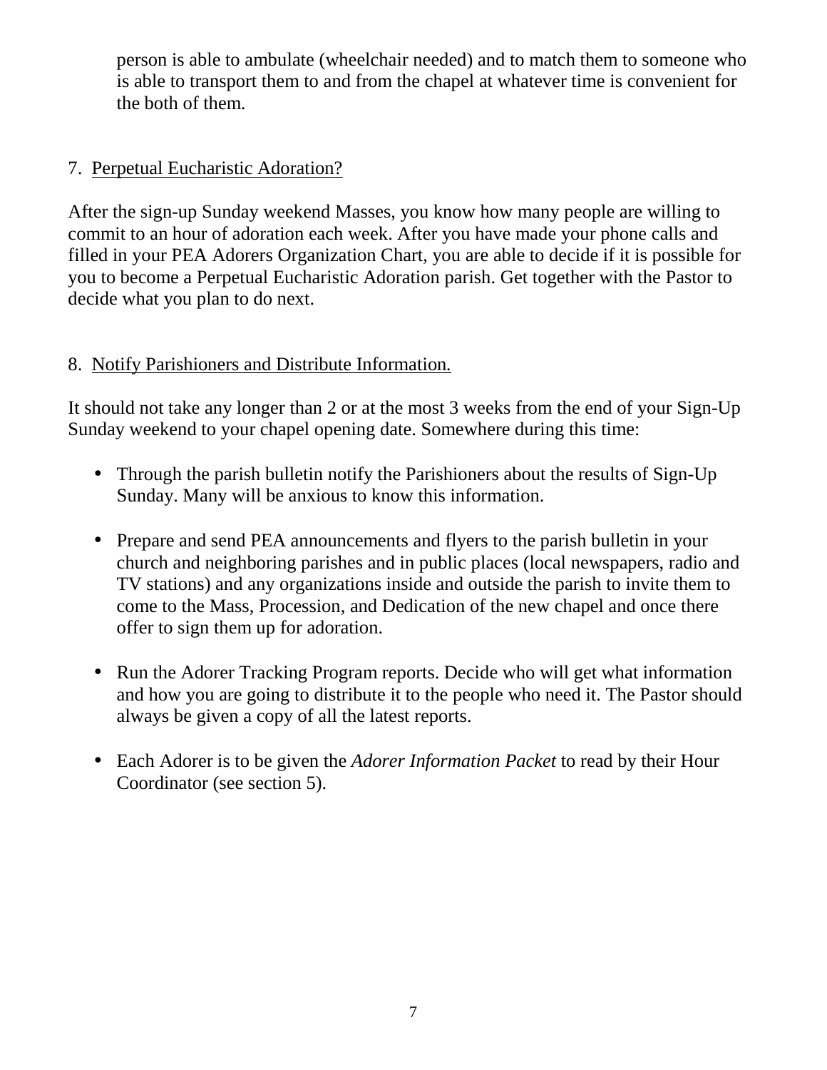person is able to ambulate (wheelchair needed) and to match them to someone who is able to transport them to and from the chapel at whatever time is convenient for the both of them.

7. Perpetual Eucharistic Adoration?

After the sign-up Sunday weekend Masses, you know how many people are willing to commit to an hour of adoration each week. After you have made your phone calls and filled in your PEA Adorers Organization Chart, you are able to decide if it is possible for you to become a Perpetual Eucharistic Adoration parish. Get together with the Pastor to decide what you plan to do next.

8. Notify Parishioners and Distribute Information.

It should not take any longer than 2 or at the most 3 weeks from the end of your Sign-Up Sunday weekend to your chapel opening date. Somewhere during this time:

- Through the parish bulletin notify the Parishioners about the results of Sign-Up Sunday. Many will be anxious to know this information.
- Prepare and send PEA announcements and flyers to the parish bulletin in your church and neighboring parishes and in public places (local newspapers, radio and TV stations) and any organizations inside and outside the parish to invite them to come to the Mass, Procession, and Dedication of the new chapel and once there offer to sign them up for adoration.
- Run the Adorer Tracking Program reports. Decide who will get what information and how you are going to distribute it to the people who need it. The Pastor should always be given a copy of all the latest reports.
- Each Adorer is to be given the *Adorer Information Packet* to read by their Hour Coordinator (see section 5).